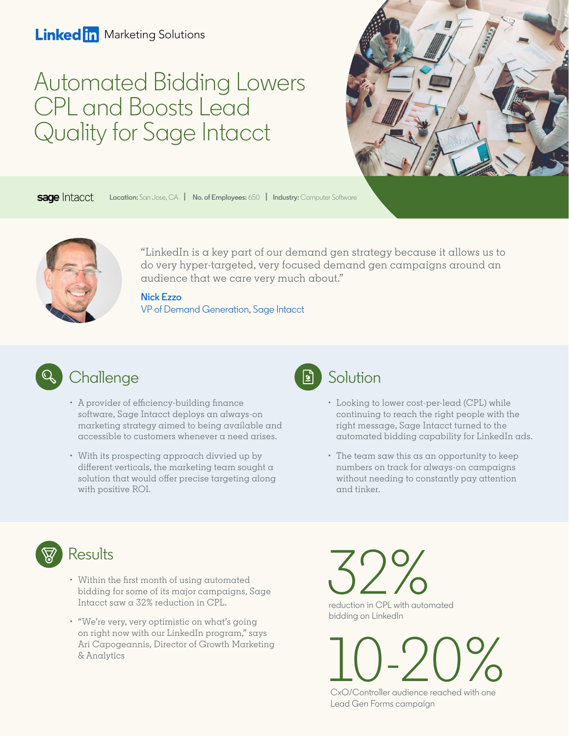LinkedIn Marketing Solutions

# Automated Bidding Lowers CPL and Boosts Lead Quality for Sage Intacct

**sage** Intacct **Location:** San Jose, CA | **No. of Employees:** 650 | **Industry:** Computer Software

"LinkedIn is a key part of our demand gen strategy because it allows us to do very hyper-targeted, very focused demand gen campaigns around an audience that we care very much about."

**Nick Ezzo**
VP of Demand Generation, Sage Intacct

## Challenge

- A provider of efficiency-building finance software, Sage Intacct deploys an always-on marketing strategy aimed to being available and accessible to customers whenever a need arises.
- With its prospecting approach divvied up by different verticals, the marketing team sought a solution that would offer precise targeting along with positive ROI.

## Solution

- Looking to lower cost-per-lead (CPL) while continuing to reach the right people with the right message, Sage Intacct turned to the automated bidding capability for LinkedIn ads.
- The team saw this as an opportunity to keep numbers on track for always-on campaigns without needing to constantly pay attention and tinker.

## Results

- Within the first month of using automated bidding for some of its major campaigns, Sage Intacct saw a 32% reduction in CPL.
- "We're very, very optimistic on what's going on right now with our LinkedIn program," says Ari Capogeannis, Director of Growth Marketing & Analytics

**32%**
reduction in CPL with automated bidding on LinkedIn

**10-20%**
CxO/Controller audience reached with one Lead Gen Forms campaign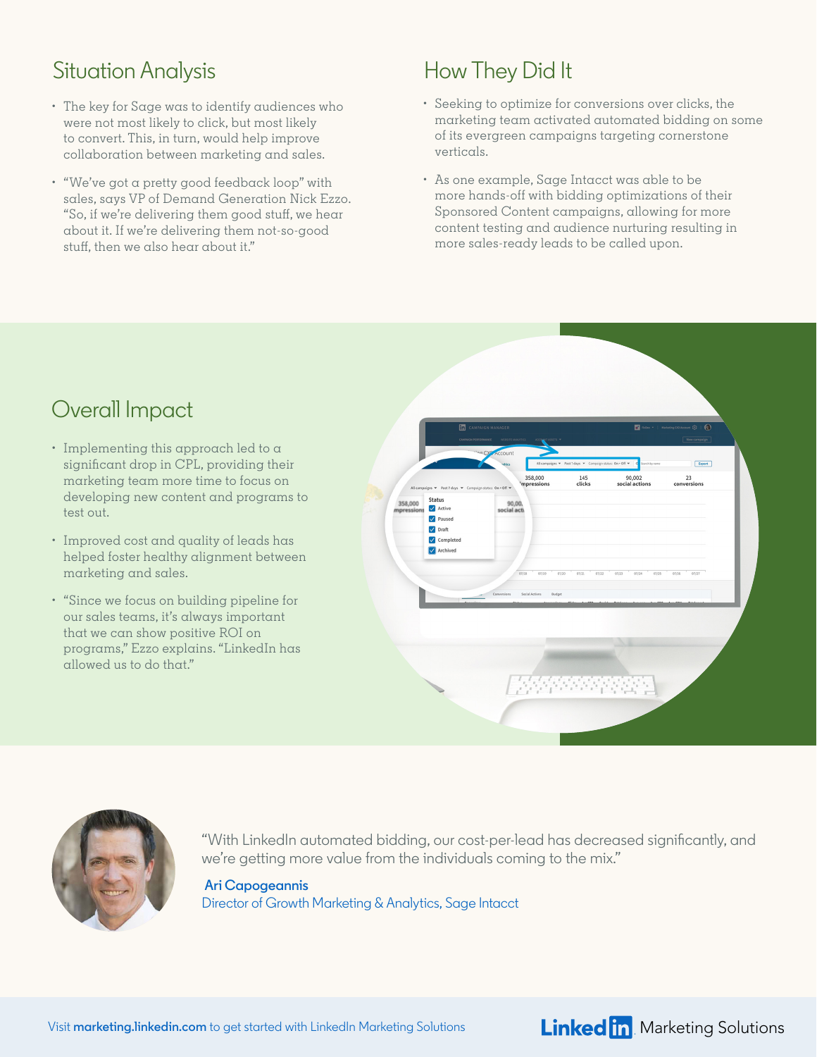## Situation Analysis

- The key for Sage was to identify audiences who were not most likely to click, but most likely to convert. This, in turn, would help improve collaboration between marketing and sales.
- "We've got a pretty good feedback loop" with sales, says VP of Demand Generation Nick Ezzo. "So, if we're delivering them good stuff, we hear about it. If we're delivering them not-so-good stuff, then we also hear about it."

## How They Did It

- Seeking to optimize for conversions over clicks, the marketing team activated automated bidding on some of its evergreen campaigns targeting cornerstone verticals.
- As one example, Sage Intacct was able to be more hands-off with bidding optimizations of their Sponsored Content campaigns, allowing for more content testing and audience nurturing resulting in more sales-ready leads to be called upon.

## Overall Impact

- Implementing this approach led to a significant drop in CPL, providing their marketing team more time to focus on developing new content and programs to test out.
- Improved cost and quality of leads has helped foster healthy alignment between marketing and sales.
- "Since we focus on building pipeline for our sales teams, it's always important that we can show positive ROI on programs," Ezzo explains. "LinkedIn has allowed us to do that."

"With LinkedIn automated bidding, our cost-per-lead has decreased significantly, and we're getting more value from the individuals coming to the mix."

**Ari Capogeannis**
Director of Growth Marketing & Analytics, Sage Intacct

Visit **marketing.linkedin.com** to get started with LinkedIn Marketing Solutions

LinkedIn Marketing Solutions